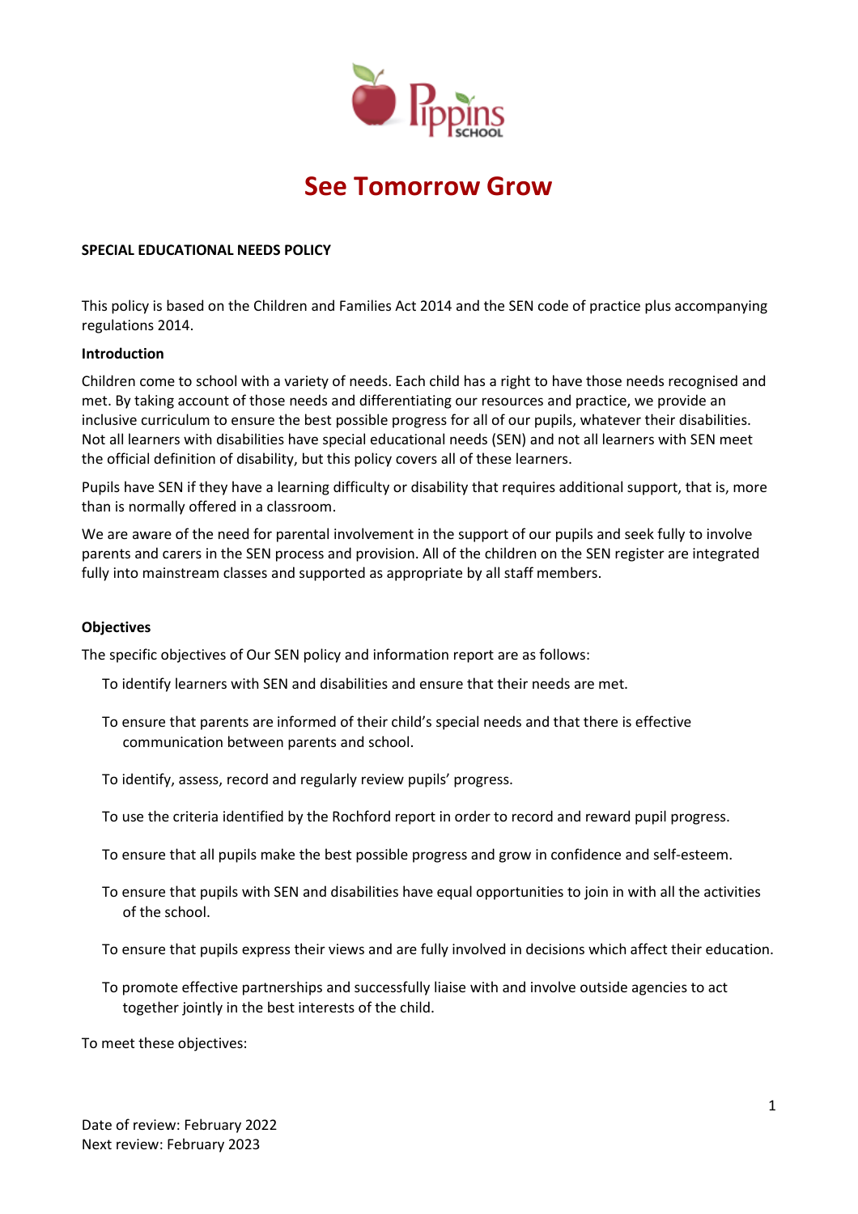# See Tomorrow Grow

**SPECIAL EDUCATIONAL NEEDS POLICY**

This policy is based on the Children and Families Act 2014 and the SEN code of practice plus accompanying regulations 2014.

**Introduction**

Children come to school with a variety of needs. Each child has a right to have those needs recognised and met. By taking account of those needs and differentiating our resources and practice, we provide an inclusive curriculum to ensure the best possible progress for all of our pupils, whatever their disabilities. Not all learners with disabilities have special educational needs (SEN) and not all learners with SEN meet the official definition of disability, but this policy covers all of these learners.

Pupils have SEN if they have a learning difficulty or disability that requires additional support, that is, more than is normally offered in a classroom.

We are aware of the need for parental involvement in the support of our pupils and seek fully to involve parents and carers in the SEN process and provision. All of the children on the SEN register are integrated fully into mainstream classes and supported as appropriate by all staff members.

**Objectives**

The specific objectives of Our SEN policy and information report are as follows:

- To identify learners with SEN and disabilities and ensure that their needs are met.
- To ensure that parents are informed of their child's special needs and that there is effective communication between parents and school.
- To identify, assess, record and regularly review pupils' progress.
- To use the criteria identified by the Rochford report in order to record and reward pupil progress.
- To ensure that all pupils make the best possible progress and grow in confidence and self-esteem.
- To ensure that pupils with SEN and disabilities have equal opportunities to join in with all the activities of the school.
- To ensure that pupils express their views and are fully involved in decisions which affect their education.
- To promote effective partnerships and successfully liaise with and involve outside agencies to act together jointly in the best interests of the child.

To meet these objectives:

Date of review: February 2022
Next review: February 2023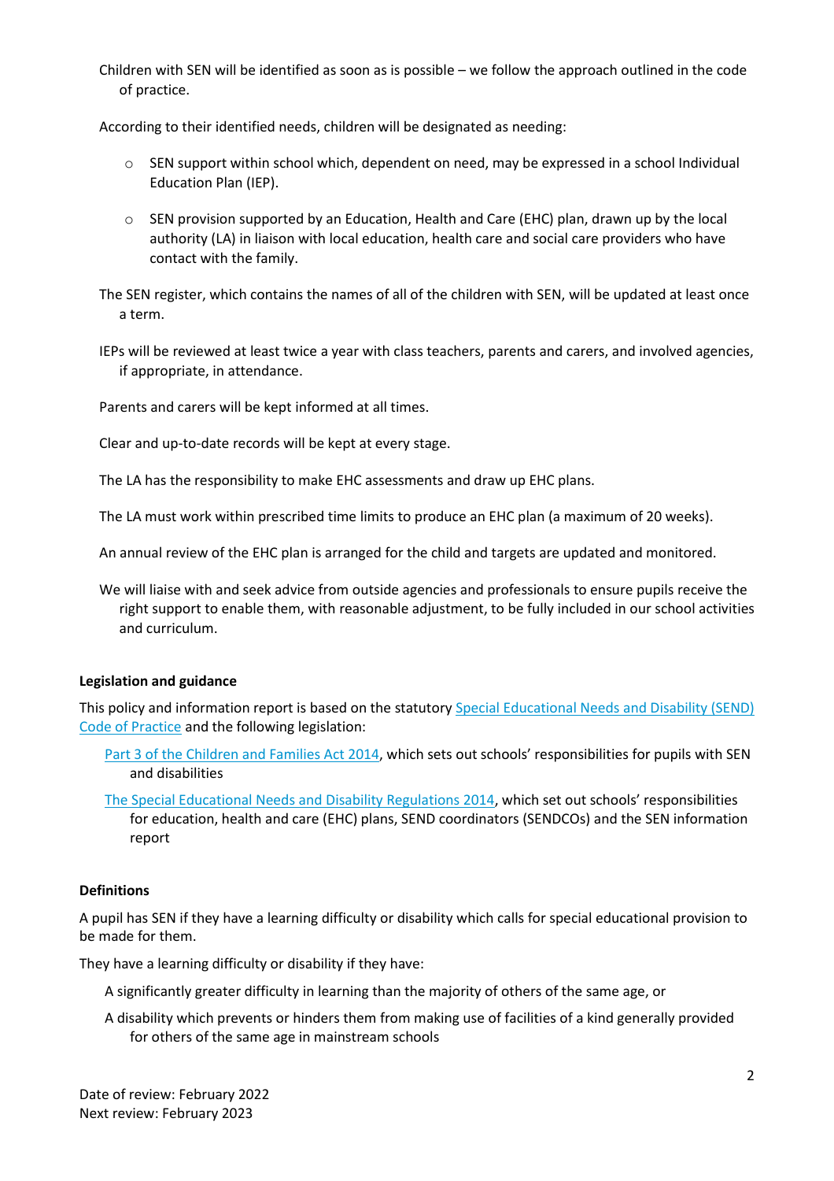Children with SEN will be identified as soon as is possible – we follow the approach outlined in the code of practice.

According to their identified needs, children will be designated as needing:

- SEN support within school which, dependent on need, may be expressed in a school Individual Education Plan (IEP).
- SEN provision supported by an Education, Health and Care (EHC) plan, drawn up by the local authority (LA) in liaison with local education, health care and social care providers who have contact with the family.

The SEN register, which contains the names of all of the children with SEN, will be updated at least once a term.

IEPs will be reviewed at least twice a year with class teachers, parents and carers, and involved agencies, if appropriate, in attendance.

Parents and carers will be kept informed at all times.

Clear and up-to-date records will be kept at every stage.

The LA has the responsibility to make EHC assessments and draw up EHC plans.

The LA must work within prescribed time limits to produce an EHC plan (a maximum of 20 weeks).

An annual review of the EHC plan is arranged for the child and targets are updated and monitored.

We will liaise with and seek advice from outside agencies and professionals to ensure pupils receive the right support to enable them, with reasonable adjustment, to be fully included in our school activities and curriculum.

**Legislation and guidance**

This policy and information report is based on the statutory Special Educational Needs and Disability (SEND) Code of Practice and the following legislation:

Part 3 of the Children and Families Act 2014, which sets out schools' responsibilities for pupils with SEN and disabilities

The Special Educational Needs and Disability Regulations 2014, which set out schools' responsibilities for education, health and care (EHC) plans, SEND coordinators (SENDCOs) and the SEN information report

**Definitions**

A pupil has SEN if they have a learning difficulty or disability which calls for special educational provision to be made for them.

They have a learning difficulty or disability if they have:

A significantly greater difficulty in learning than the majority of others of the same age, or

A disability which prevents or hinders them from making use of facilities of a kind generally provided for others of the same age in mainstream schools

Date of review: February 2022
Next review: February 2023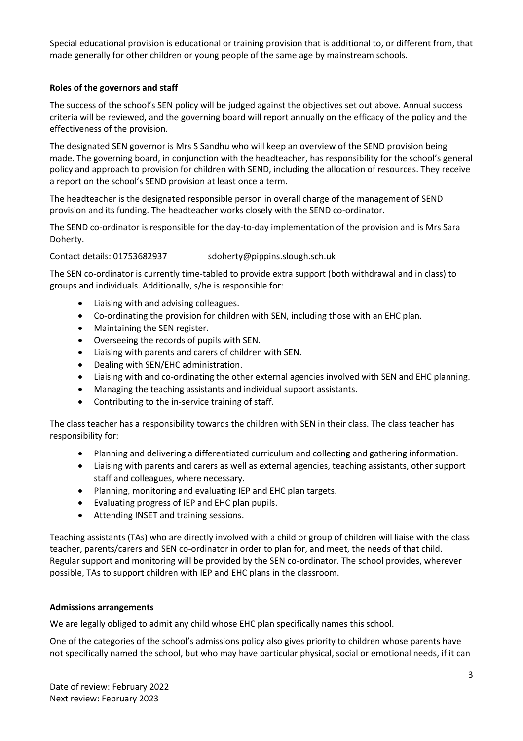Special educational provision is educational or training provision that is additional to, or different from, that made generally for other children or young people of the same age by mainstream schools.

**Roles of the governors and staff**

The success of the school's SEN policy will be judged against the objectives set out above. Annual success criteria will be reviewed, and the governing board will report annually on the efficacy of the policy and the effectiveness of the provision.

The designated SEN governor is Mrs S Sandhu who will keep an overview of the SEND provision being made. The governing board, in conjunction with the headteacher, has responsibility for the school's general policy and approach to provision for children with SEND, including the allocation of resources. They receive a report on the school's SEND provision at least once a term.

The headteacher is the designated responsible person in overall charge of the management of SEND provision and its funding. The headteacher works closely with the SEND co-ordinator.

The SEND co-ordinator is responsible for the day-to-day implementation of the provision and is Mrs Sara Doherty.

Contact details: 01753682937 sdoherty@pippins.slough.sch.uk

The SEN co-ordinator is currently time-tabled to provide extra support (both withdrawal and in class) to groups and individuals. Additionally, s/he is responsible for:

- Liaising with and advising colleagues.
- Co-ordinating the provision for children with SEN, including those with an EHC plan.
- Maintaining the SEN register.
- Overseeing the records of pupils with SEN.
- Liaising with parents and carers of children with SEN.
- Dealing with SEN/EHC administration.
- Liaising with and co-ordinating the other external agencies involved with SEN and EHC planning.
- Managing the teaching assistants and individual support assistants.
- Contributing to the in-service training of staff.

The class teacher has a responsibility towards the children with SEN in their class. The class teacher has responsibility for:

- Planning and delivering a differentiated curriculum and collecting and gathering information.
- Liaising with parents and carers as well as external agencies, teaching assistants, other support staff and colleagues, where necessary.
- Planning, monitoring and evaluating IEP and EHC plan targets.
- Evaluating progress of IEP and EHC plan pupils.
- Attending INSET and training sessions.

Teaching assistants (TAs) who are directly involved with a child or group of children will liaise with the class teacher, parents/carers and SEN co-ordinator in order to plan for, and meet, the needs of that child. Regular support and monitoring will be provided by the SEN co-ordinator. The school provides, wherever possible, TAs to support children with IEP and EHC plans in the classroom.

**Admissions arrangements**

We are legally obliged to admit any child whose EHC plan specifically names this school.

One of the categories of the school's admissions policy also gives priority to children whose parents have not specifically named the school, but who may have particular physical, social or emotional needs, if it can

Date of review: February 2022
Next review: February 2023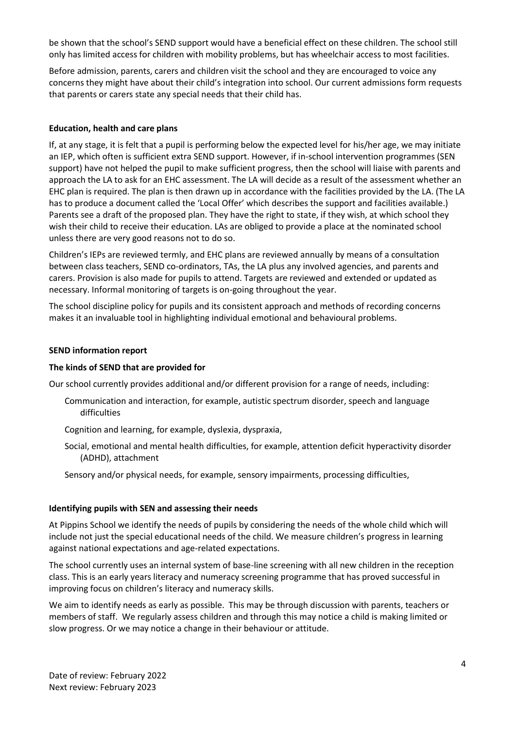be shown that the school's SEND support would have a beneficial effect on these children. The school still only has limited access for children with mobility problems, but has wheelchair access to most facilities.

Before admission, parents, carers and children visit the school and they are encouraged to voice any concerns they might have about their child's integration into school. Our current admissions form requests that parents or carers state any special needs that their child has.

**Education, health and care plans**

If, at any stage, it is felt that a pupil is performing below the expected level for his/her age, we may initiate an IEP, which often is sufficient extra SEND support. However, if in-school intervention programmes (SEN support) have not helped the pupil to make sufficient progress, then the school will liaise with parents and approach the LA to ask for an EHC assessment. The LA will decide as a result of the assessment whether an EHC plan is required. The plan is then drawn up in accordance with the facilities provided by the LA. (The LA has to produce a document called the 'Local Offer' which describes the support and facilities available.) Parents see a draft of the proposed plan. They have the right to state, if they wish, at which school they wish their child to receive their education. LAs are obliged to provide a place at the nominated school unless there are very good reasons not to do so.

Children's IEPs are reviewed termly, and EHC plans are reviewed annually by means of a consultation between class teachers, SEND co-ordinators, TAs, the LA plus any involved agencies, and parents and carers. Provision is also made for pupils to attend. Targets are reviewed and extended or updated as necessary. Informal monitoring of targets is on-going throughout the year.

The school discipline policy for pupils and its consistent approach and methods of recording concerns makes it an invaluable tool in highlighting individual emotional and behavioural problems.

**SEND information report**

**The kinds of SEND that are provided for**

Our school currently provides additional and/or different provision for a range of needs, including:

- Communication and interaction, for example, autistic spectrum disorder, speech and language difficulties
- Cognition and learning, for example, dyslexia, dyspraxia,
- Social, emotional and mental health difficulties, for example, attention deficit hyperactivity disorder (ADHD), attachment
- Sensory and/or physical needs, for example, sensory impairments, processing difficulties,

**Identifying pupils with SEN and assessing their needs**

At Pippins School we identify the needs of pupils by considering the needs of the whole child which will include not just the special educational needs of the child. We measure children's progress in learning against national expectations and age-related expectations.

The school currently uses an internal system of base-line screening with all new children in the reception class. This is an early years literacy and numeracy screening programme that has proved successful in improving focus on children's literacy and numeracy skills.

We aim to identify needs as early as possible. This may be through discussion with parents, teachers or members of staff. We regularly assess children and through this may notice a child is making limited or slow progress. Or we may notice a change in their behaviour or attitude.

Date of review: February 2022
Next review: February 2023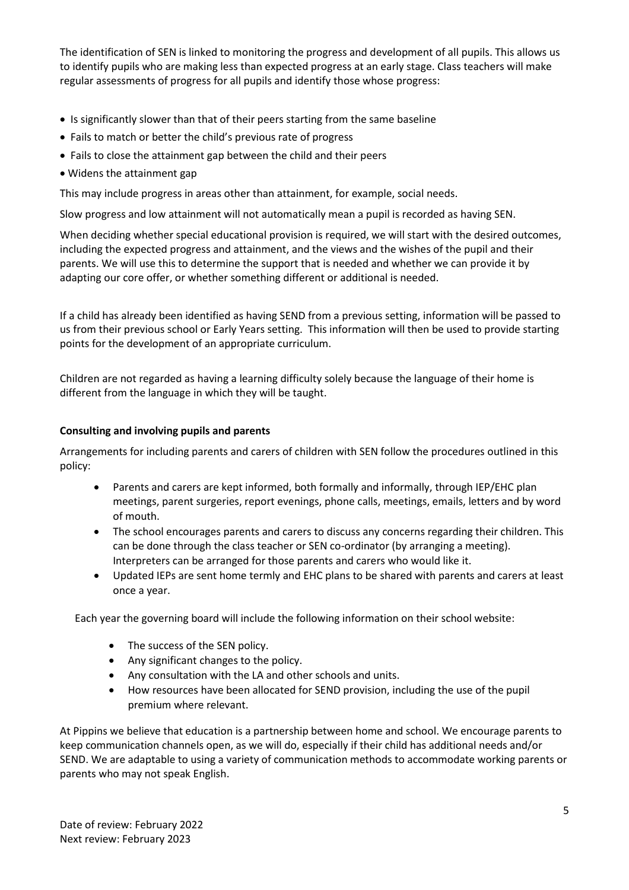The identification of SEN is linked to monitoring the progress and development of all pupils. This allows us to identify pupils who are making less than expected progress at an early stage. Class teachers will make regular assessments of progress for all pupils and identify those whose progress:

- Is significantly slower than that of their peers starting from the same baseline
- Fails to match or better the child's previous rate of progress
- Fails to close the attainment gap between the child and their peers
- Widens the attainment gap

This may include progress in areas other than attainment, for example, social needs.

Slow progress and low attainment will not automatically mean a pupil is recorded as having SEN.

When deciding whether special educational provision is required, we will start with the desired outcomes, including the expected progress and attainment, and the views and the wishes of the pupil and their parents. We will use this to determine the support that is needed and whether we can provide it by adapting our core offer, or whether something different or additional is needed.

If a child has already been identified as having SEND from a previous setting, information will be passed to us from their previous school or Early Years setting. This information will then be used to provide starting points for the development of an appropriate curriculum.

Children are not regarded as having a learning difficulty solely because the language of their home is different from the language in which they will be taught.

**Consulting and involving pupils and parents**

Arrangements for including parents and carers of children with SEN follow the procedures outlined in this policy:

- Parents and carers are kept informed, both formally and informally, through IEP/EHC plan meetings, parent surgeries, report evenings, phone calls, meetings, emails, letters and by word of mouth.
- The school encourages parents and carers to discuss any concerns regarding their children. This can be done through the class teacher or SEN co-ordinator (by arranging a meeting). Interpreters can be arranged for those parents and carers who would like it.
- Updated IEPs are sent home termly and EHC plans to be shared with parents and carers at least once a year.

Each year the governing board will include the following information on their school website:

- The success of the SEN policy.
- Any significant changes to the policy.
- Any consultation with the LA and other schools and units.
- How resources have been allocated for SEND provision, including the use of the pupil premium where relevant.

At Pippins we believe that education is a partnership between home and school. We encourage parents to keep communication channels open, as we will do, especially if their child has additional needs and/or SEND. We are adaptable to using a variety of communication methods to accommodate working parents or parents who may not speak English.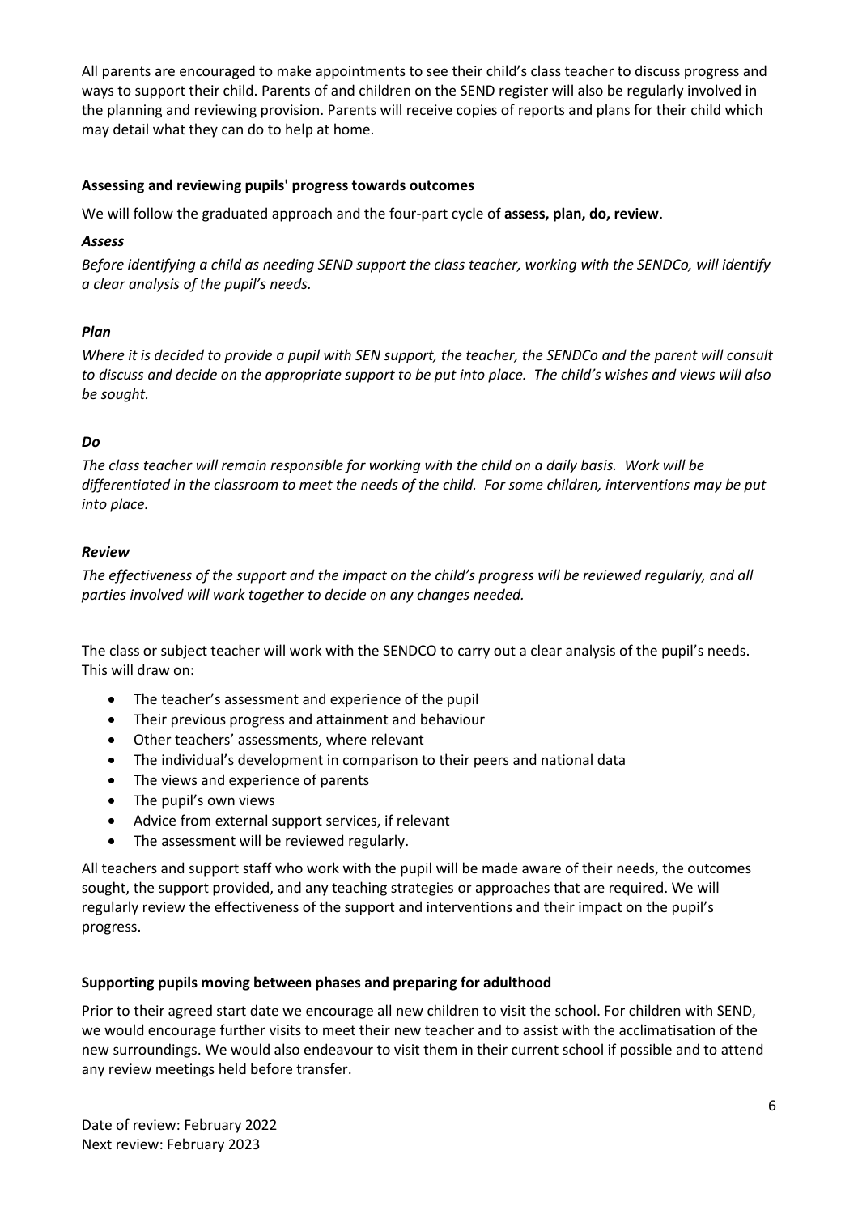All parents are encouraged to make appointments to see their child's class teacher to discuss progress and ways to support their child. Parents of and children on the SEND register will also be regularly involved in the planning and reviewing provision. Parents will receive copies of reports and plans for their child which may detail what they can do to help at home.

**Assessing and reviewing pupils' progress towards outcomes**

We will follow the graduated approach and the four-part cycle of **assess, plan, do, review**.

***Assess***

*Before identifying a child as needing SEND support the class teacher, working with the SENDCo, will identify a clear analysis of the pupil's needs.*

***Plan***

*Where it is decided to provide a pupil with SEN support, the teacher, the SENDCo and the parent will consult to discuss and decide on the appropriate support to be put into place. The child's wishes and views will also be sought.*

***Do***

*The class teacher will remain responsible for working with the child on a daily basis. Work will be differentiated in the classroom to meet the needs of the child. For some children, interventions may be put into place.*

***Review***

*The effectiveness of the support and the impact on the child's progress will be reviewed regularly, and all parties involved will work together to decide on any changes needed.*

The class or subject teacher will work with the SENDCO to carry out a clear analysis of the pupil's needs. This will draw on:

- The teacher's assessment and experience of the pupil
- Their previous progress and attainment and behaviour
- Other teachers' assessments, where relevant
- The individual's development in comparison to their peers and national data
- The views and experience of parents
- The pupil's own views
- Advice from external support services, if relevant
- The assessment will be reviewed regularly.

All teachers and support staff who work with the pupil will be made aware of their needs, the outcomes sought, the support provided, and any teaching strategies or approaches that are required. We will regularly review the effectiveness of the support and interventions and their impact on the pupil's progress.

**Supporting pupils moving between phases and preparing for adulthood**

Prior to their agreed start date we encourage all new children to visit the school. For children with SEND, we would encourage further visits to meet their new teacher and to assist with the acclimatisation of the new surroundings. We would also endeavour to visit them in their current school if possible and to attend any review meetings held before transfer.

Date of review: February 2022
Next review: February 2023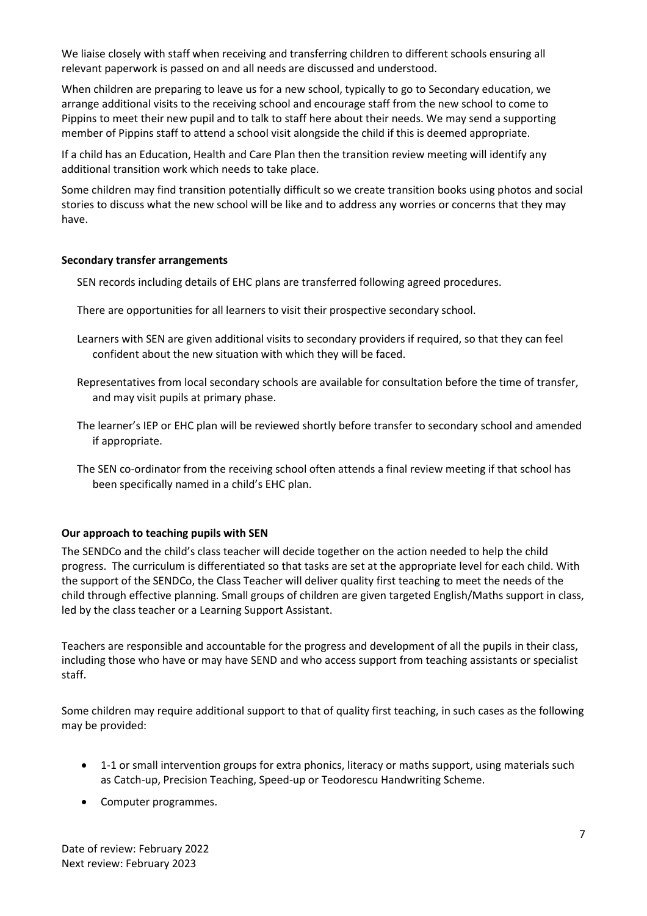We liaise closely with staff when receiving and transferring children to different schools ensuring all relevant paperwork is passed on and all needs are discussed and understood.

When children are preparing to leave us for a new school, typically to go to Secondary education, we arrange additional visits to the receiving school and encourage staff from the new school to come to Pippins to meet their new pupil and to talk to staff here about their needs. We may send a supporting member of Pippins staff to attend a school visit alongside the child if this is deemed appropriate.

If a child has an Education, Health and Care Plan then the transition review meeting will identify any additional transition work which needs to take place.

Some children may find transition potentially difficult so we create transition books using photos and social stories to discuss what the new school will be like and to address any worries or concerns that they may have.

**Secondary transfer arrangements**

SEN records including details of EHC plans are transferred following agreed procedures.

There are opportunities for all learners to visit their prospective secondary school.

Learners with SEN are given additional visits to secondary providers if required, so that they can feel confident about the new situation with which they will be faced.

Representatives from local secondary schools are available for consultation before the time of transfer, and may visit pupils at primary phase.

The learner's IEP or EHC plan will be reviewed shortly before transfer to secondary school and amended if appropriate.

The SEN co-ordinator from the receiving school often attends a final review meeting if that school has been specifically named in a child's EHC plan.

**Our approach to teaching pupils with SEN**

The SENDCo and the child's class teacher will decide together on the action needed to help the child progress. The curriculum is differentiated so that tasks are set at the appropriate level for each child. With the support of the SENDCo, the Class Teacher will deliver quality first teaching to meet the needs of the child through effective planning. Small groups of children are given targeted English/Maths support in class, led by the class teacher or a Learning Support Assistant.

Teachers are responsible and accountable for the progress and development of all the pupils in their class, including those who have or may have SEND and who access support from teaching assistants or specialist staff.

Some children may require additional support to that of quality first teaching, in such cases as the following may be provided:

- 1-1 or small intervention groups for extra phonics, literacy or maths support, using materials such as Catch-up, Precision Teaching, Speed-up or Teodorescu Handwriting Scheme.
- Computer programmes.

Date of review: February 2022
Next review: February 2023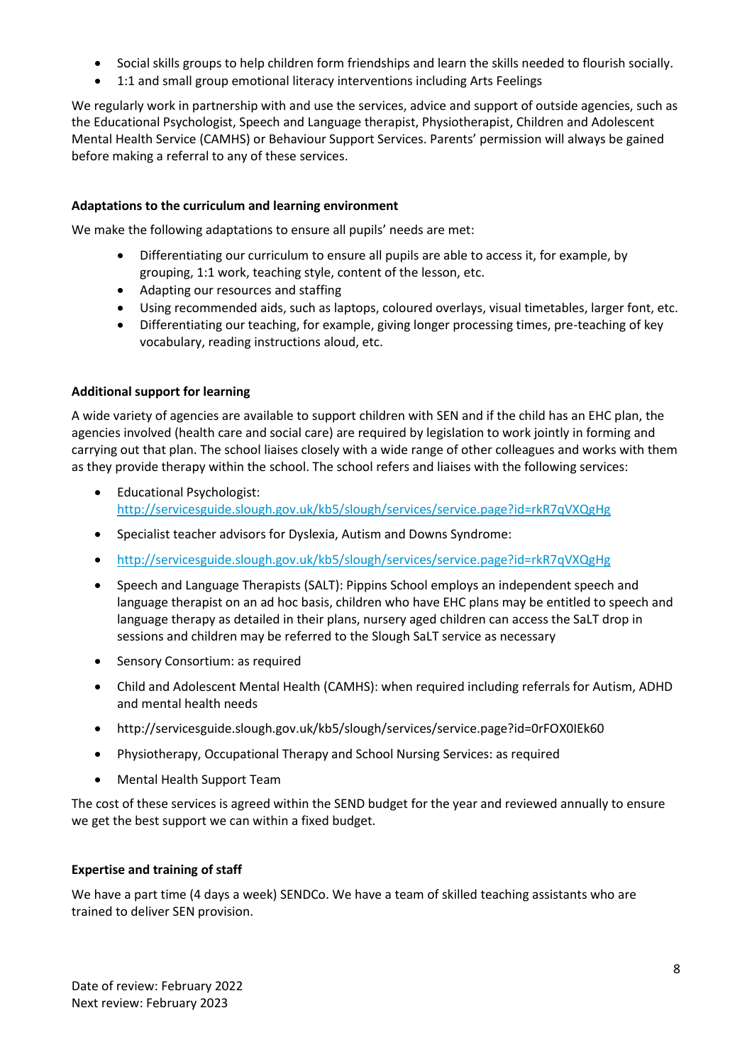- Social skills groups to help children form friendships and learn the skills needed to flourish socially.
- 1:1 and small group emotional literacy interventions including Arts Feelings

We regularly work in partnership with and use the services, advice and support of outside agencies, such as the Educational Psychologist, Speech and Language therapist, Physiotherapist, Children and Adolescent Mental Health Service (CAMHS) or Behaviour Support Services. Parents' permission will always be gained before making a referral to any of these services.

**Adaptations to the curriculum and learning environment**

We make the following adaptations to ensure all pupils' needs are met:

- Differentiating our curriculum to ensure all pupils are able to access it, for example, by grouping, 1:1 work, teaching style, content of the lesson, etc.
- Adapting our resources and staffing
- Using recommended aids, such as laptops, coloured overlays, visual timetables, larger font, etc.
- Differentiating our teaching, for example, giving longer processing times, pre-teaching of key vocabulary, reading instructions aloud, etc.

**Additional support for learning**

A wide variety of agencies are available to support children with SEN and if the child has an EHC plan, the agencies involved (health care and social care) are required by legislation to work jointly in forming and carrying out that plan. The school liaises closely with a wide range of other colleagues and works with them as they provide therapy within the school. The school refers and liaises with the following services:

- Educational Psychologist: http://servicesguide.slough.gov.uk/kb5/slough/services/service.page?id=rkR7qVXQgHg
- Specialist teacher advisors for Dyslexia, Autism and Downs Syndrome:
- http://servicesguide.slough.gov.uk/kb5/slough/services/service.page?id=rkR7qVXQgHg
- Speech and Language Therapists (SALT): Pippins School employs an independent speech and language therapist on an ad hoc basis, children who have EHC plans may be entitled to speech and language therapy as detailed in their plans, nursery aged children can access the SaLT drop in sessions and children may be referred to the Slough SaLT service as necessary
- Sensory Consortium: as required
- Child and Adolescent Mental Health (CAMHS): when required including referrals for Autism, ADHD and mental health needs
- http://servicesguide.slough.gov.uk/kb5/slough/services/service.page?id=0rFOX0IEk60
- Physiotherapy, Occupational Therapy and School Nursing Services: as required
- Mental Health Support Team

The cost of these services is agreed within the SEND budget for the year and reviewed annually to ensure we get the best support we can within a fixed budget.

**Expertise and training of staff**

We have a part time (4 days a week) SENDCo. We have a team of skilled teaching assistants who are trained to deliver SEN provision.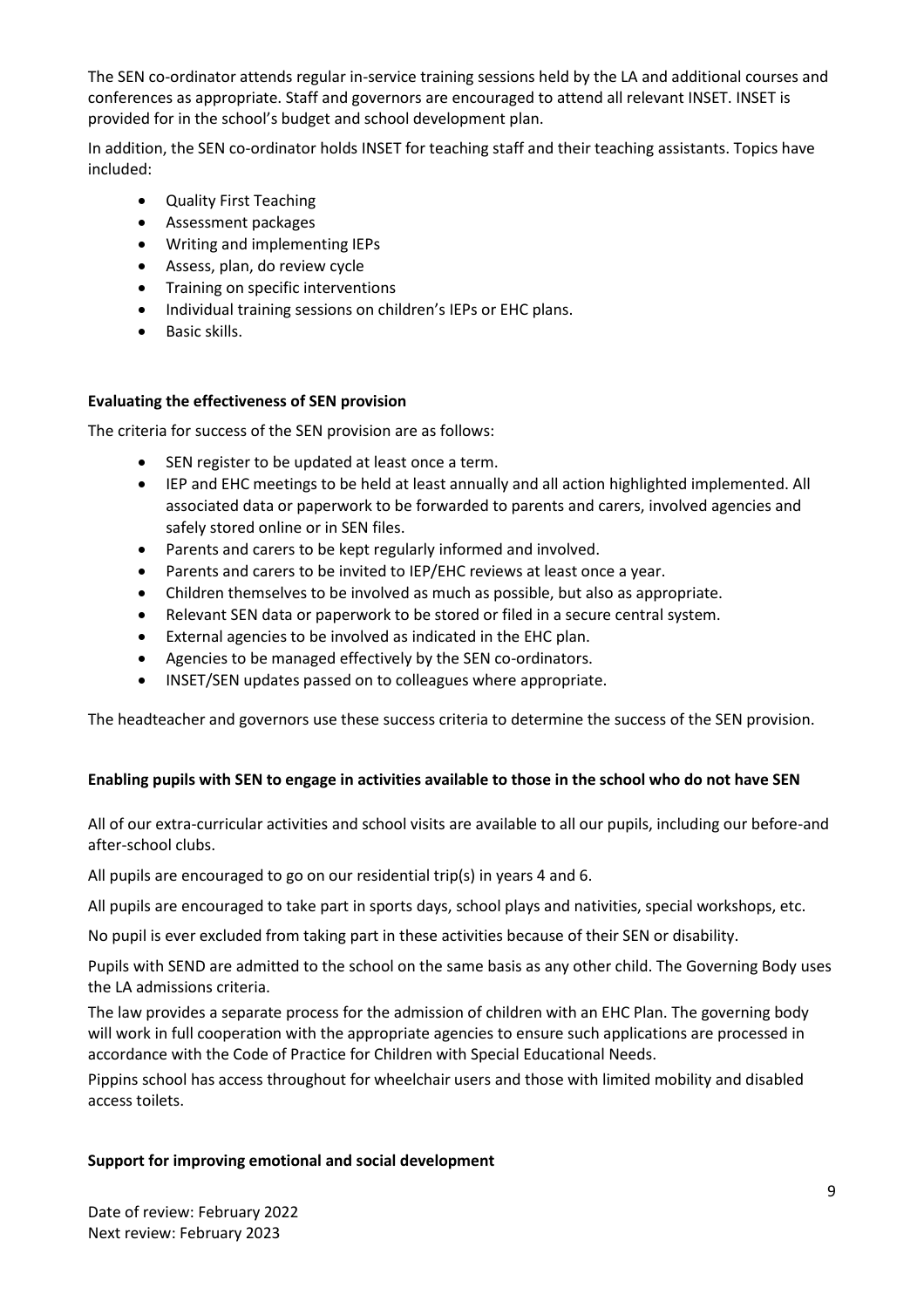The SEN co-ordinator attends regular in-service training sessions held by the LA and additional courses and conferences as appropriate. Staff and governors are encouraged to attend all relevant INSET. INSET is provided for in the school's budget and school development plan.

In addition, the SEN co-ordinator holds INSET for teaching staff and their teaching assistants. Topics have included:

- Quality First Teaching
- Assessment packages
- Writing and implementing IEPs
- Assess, plan, do review cycle
- Training on specific interventions
- Individual training sessions on children's IEPs or EHC plans.
- Basic skills.

**Evaluating the effectiveness of SEN provision**

The criteria for success of the SEN provision are as follows:

- SEN register to be updated at least once a term.
- IEP and EHC meetings to be held at least annually and all action highlighted implemented. All associated data or paperwork to be forwarded to parents and carers, involved agencies and safely stored online or in SEN files.
- Parents and carers to be kept regularly informed and involved.
- Parents and carers to be invited to IEP/EHC reviews at least once a year.
- Children themselves to be involved as much as possible, but also as appropriate.
- Relevant SEN data or paperwork to be stored or filed in a secure central system.
- External agencies to be involved as indicated in the EHC plan.
- Agencies to be managed effectively by the SEN co-ordinators.
- INSET/SEN updates passed on to colleagues where appropriate.

The headteacher and governors use these success criteria to determine the success of the SEN provision.

**Enabling pupils with SEN to engage in activities available to those in the school who do not have SEN**

All of our extra-curricular activities and school visits are available to all our pupils, including our before-and after-school clubs.

All pupils are encouraged to go on our residential trip(s) in years 4 and 6.

All pupils are encouraged to take part in sports days, school plays and nativities, special workshops, etc.

No pupil is ever excluded from taking part in these activities because of their SEN or disability.

Pupils with SEND are admitted to the school on the same basis as any other child. The Governing Body uses the LA admissions criteria.

The law provides a separate process for the admission of children with an EHC Plan. The governing body will work in full cooperation with the appropriate agencies to ensure such applications are processed in accordance with the Code of Practice for Children with Special Educational Needs.

Pippins school has access throughout for wheelchair users and those with limited mobility and disabled access toilets.

**Support for improving emotional and social development**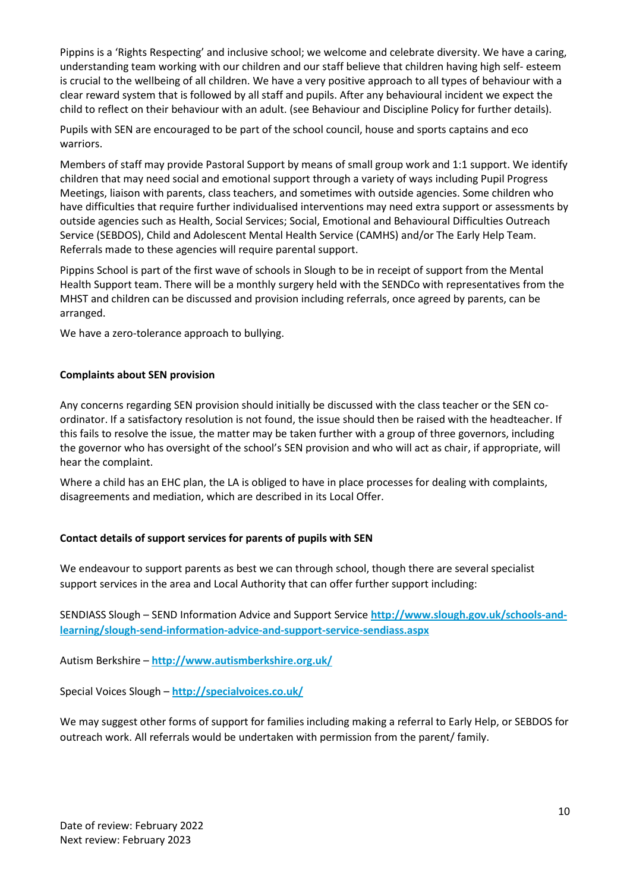Pippins is a 'Rights Respecting' and inclusive school; we welcome and celebrate diversity. We have a caring, understanding team working with our children and our staff believe that children having high self- esteem is crucial to the wellbeing of all children. We have a very positive approach to all types of behaviour with a clear reward system that is followed by all staff and pupils. After any behavioural incident we expect the child to reflect on their behaviour with an adult. (see Behaviour and Discipline Policy for further details).

Pupils with SEN are encouraged to be part of the school council, house and sports captains and eco warriors.

Members of staff may provide Pastoral Support by means of small group work and 1:1 support. We identify children that may need social and emotional support through a variety of ways including Pupil Progress Meetings, liaison with parents, class teachers, and sometimes with outside agencies. Some children who have difficulties that require further individualised interventions may need extra support or assessments by outside agencies such as Health, Social Services; Social, Emotional and Behavioural Difficulties Outreach Service (SEBDOS), Child and Adolescent Mental Health Service (CAMHS) and/or The Early Help Team. Referrals made to these agencies will require parental support.

Pippins School is part of the first wave of schools in Slough to be in receipt of support from the Mental Health Support team. There will be a monthly surgery held with the SENDCo with representatives from the MHST and children can be discussed and provision including referrals, once agreed by parents, can be arranged.

We have a zero-tolerance approach to bullying.

**Complaints about SEN provision**

Any concerns regarding SEN provision should initially be discussed with the class teacher or the SEN co-ordinator. If a satisfactory resolution is not found, the issue should then be raised with the headteacher. If this fails to resolve the issue, the matter may be taken further with a group of three governors, including the governor who has oversight of the school's SEN provision and who will act as chair, if appropriate, will hear the complaint.

Where a child has an EHC plan, the LA is obliged to have in place processes for dealing with complaints, disagreements and mediation, which are described in its Local Offer.

**Contact details of support services for parents of pupils with SEN**

We endeavour to support parents as best we can through school, though there are several specialist support services in the area and Local Authority that can offer further support including:

SENDIASS Slough – SEND Information Advice and Support Service **http://www.slough.gov.uk/schools-and-learning/slough-send-information-advice-and-support-service-sendiass.aspx**

Autism Berkshire – **http://www.autismberkshire.org.uk/**

Special Voices Slough – **http://specialvoices.co.uk/**

We may suggest other forms of support for families including making a referral to Early Help, or SEBDOS for outreach work. All referrals would be undertaken with permission from the parent/ family.

Date of review: February 2022
Next review: February 2023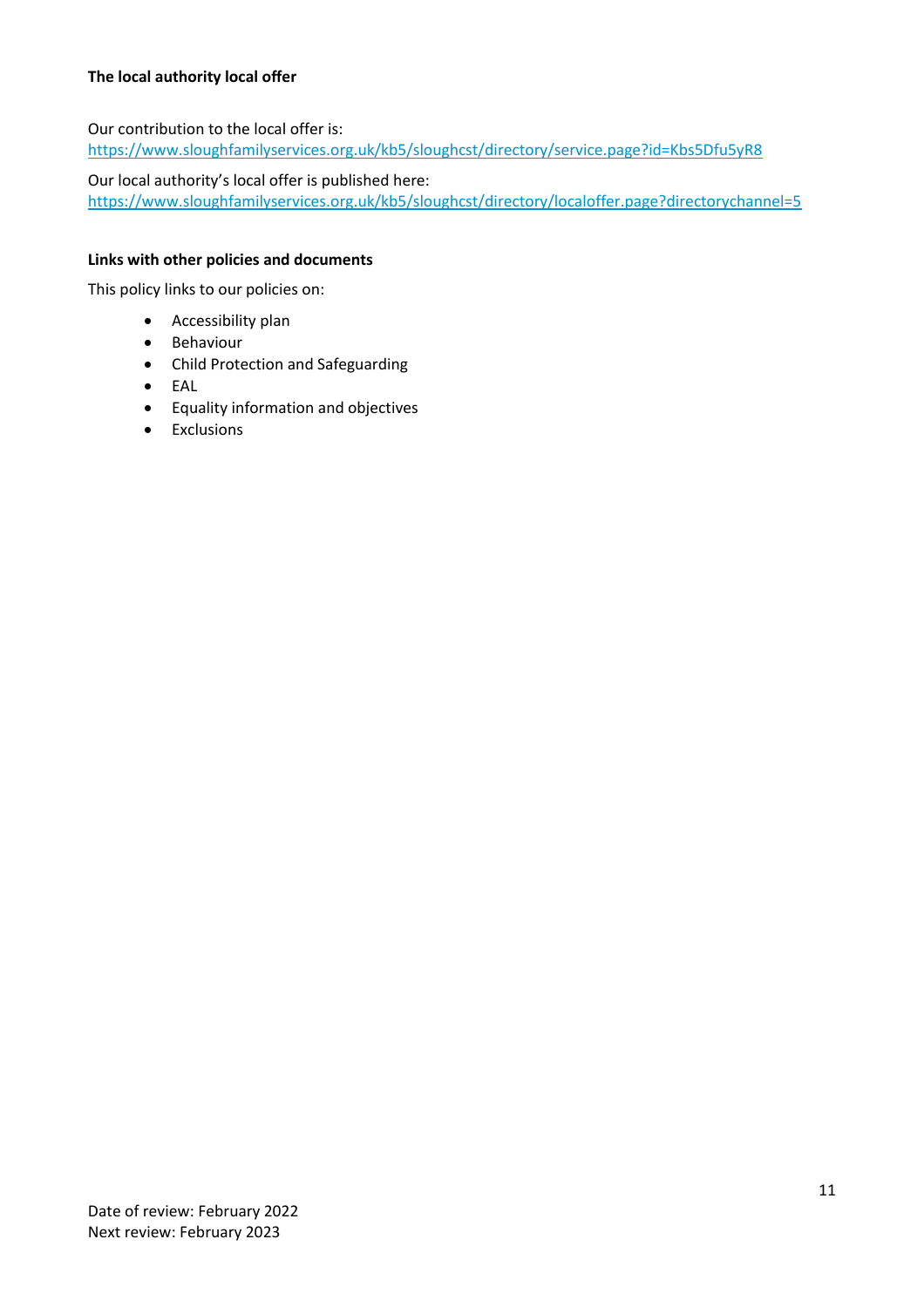**The local authority local offer**

Our contribution to the local offer is:
https://www.sloughfamilyservices.org.uk/kb5/sloughcst/directory/service.page?id=Kbs5Dfu5yR8

Our local authority's local offer is published here:
https://www.sloughfamilyservices.org.uk/kb5/sloughcst/directory/localoffer.page?directorychannel=5

**Links with other policies and documents**

This policy links to our policies on:

- Accessibility plan
- Behaviour
- Child Protection and Safeguarding
- EAL
- Equality information and objectives
- Exclusions

Date of review: February 2022
Next review: February 2023